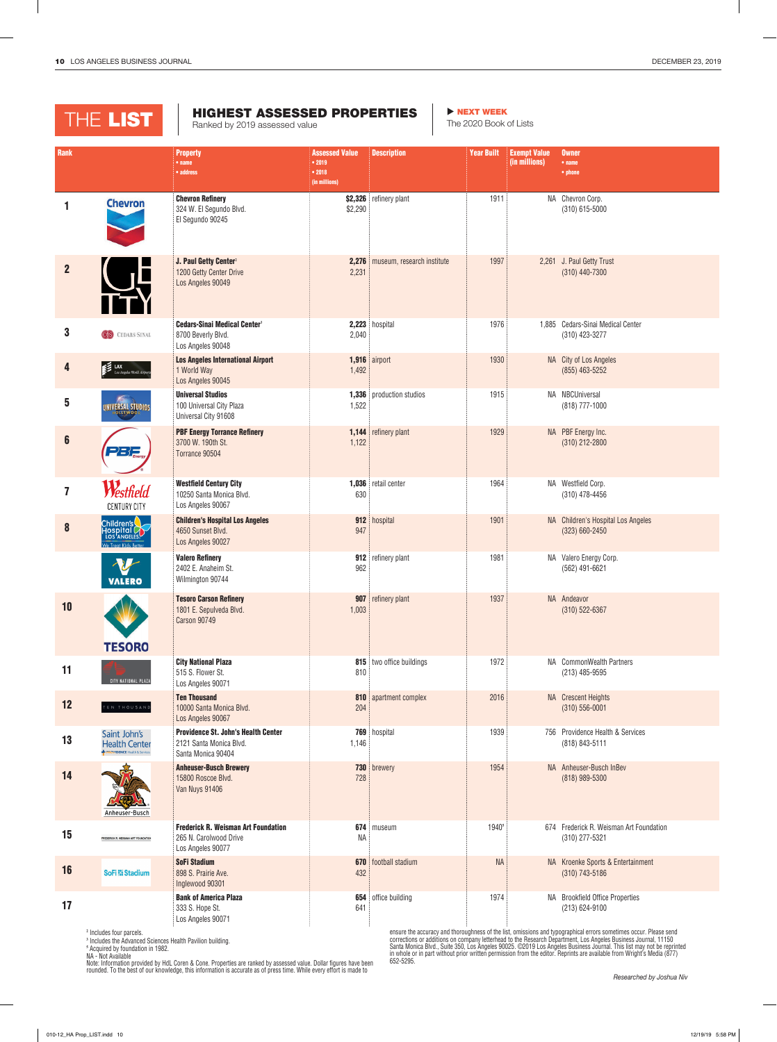# THE LIST

## HIGHEST ASSESSED PROPERTIES

Ranked by 2019 assessed value

**NEXT WEEK**
The 2020 Book of Lists

| Rank | Property • name • address | Assessed Value • 2019 • 2018 (in millions) | Description | Year Built | Exempt Value (in millions) | Owner • name • phone |
|---|---|---|---|---|---|---|
| 1 | **Chevron Refinery** 324 W. El Segundo Blvd. El Segundo 90245 | **$2,326** $2,290 | refinery plant | 1911 | NA | Chevron Corp. (310) 615-5000 |
| 2 | **J. Paul Getty Center**[1] 1200 Getty Center Drive Los Angeles 90049 | **2,276** 2,231 | museum, research institute | 1997 | 2,261 | J. Paul Getty Trust (310) 440-7300 |
| 3 | **Cedars-Sinai Medical Center**[2] 8700 Beverly Blvd. Los Angeles 90048 | **2,223** 2,040 | hospital | 1976 | 1,885 | Cedars-Sinai Medical Center (310) 423-3277 |
| 4 | **Los Angeles International Airport** 1 World Way Los Angeles 90045 | **1,916** 1,492 | airport | 1930 | NA | City of Los Angeles (855) 463-5252 |
| 5 | **Universal Studios** 100 Universal City Plaza Universal City 91608 | **1,336** 1,522 | production studios | 1915 | NA | NBCUniversal (818) 777-1000 |
| 6 | **PBF Energy Torrance Refinery** 3700 W. 190th St. Torrance 90504 | **1,144** 1,122 | refinery plant | 1929 | NA | PBF Energy Inc. (310) 212-2800 |
| 7 | **Westfield Century City** 10250 Santa Monica Blvd. Los Angeles 90067 | **1,036** 630 | retail center | 1964 | NA | Westfield Corp. (310) 478-4456 |
| 8 | **Children's Hospital Los Angeles** 4650 Sunset Blvd. Los Angeles 90027 | **912** 947 | hospital | 1901 | NA | Children's Hospital Los Angeles (323) 660-2450 |
| | **Valero Refinery** 2402 E. Anaheim St. Wilmington 90744 | **912** 962 | refinery plant | 1981 | NA | Valero Energy Corp. (562) 491-6621 |
| 10 | **Tesoro Carson Refinery** 1801 E. Sepulveda Blvd. Carson 90749 | **907** 1,003 | refinery plant | 1937 | NA | Andeavor (310) 522-6367 |
| 11 | **City National Plaza** 515 S. Flower St. Los Angeles 90071 | **815** 810 | two office buildings | 1972 | NA | CommonWealth Partners (213) 485-9595 |
| 12 | **Ten Thousand** 10000 Santa Monica Blvd. Los Angeles 90067 | **810** 204 | apartment complex | 2016 | NA | Crescent Heights (310) 556-0001 |
| 13 | **Providence St. John's Health Center** 2121 Santa Monica Blvd. Santa Monica 90404 | **769** 1,146 | hospital | 1939 | 756 | Providence Health & Services (818) 843-5111 |
| 14 | **Anheuser-Busch Brewery** 15800 Roscoe Blvd. Van Nuys 91406 | **730** 728 | brewery | 1954 | NA | Anheuser-Busch InBev (818) 989-5300 |
| 15 | **Frederick R. Weisman Art Foundation** 265 N. Carolwood Drive Los Angeles 90077 | **674** NA | museum | 1940[3] | 674 | Frederick R. Weisman Art Foundation (310) 277-5321 |
| 16 | **SoFi Stadium** 898 S. Prairie Ave. Inglewood 90301 | **670** 432 | football stadium | NA | NA | Kroenke Sports & Entertainment (310) 743-5186 |
| 17 | **Bank of America Plaza** 333 S. Hope St. Los Angeles 90071 | **654** 641 | office building | 1974 | NA | Brookfield Office Properties (213) 624-9100 |

[1] Includes four parcels.
[2] Includes the Advanced Sciences Health Pavilion building.
[3] Acquired by foundation in 1982.
NA - Not Available

Note: Information provided by HdL Coren & Cone. Properties are ranked by assessed value. Dollar figures have been rounded. To the best of our knowledge, this information is accurate as of press time. While every effort is made to ensure the accuracy and thoroughness of the list, omissions and typographical errors sometimes occur. Please send corrections or additions on company letterhead to the Research Department, Los Angeles Business Journal, 11150 Santa Monica Blvd., Suite 350, Los Angeles 90025. ©2019 Los Angeles Business Journal. This list may not be reprinted in whole or in part without prior written permission from the editor. Reprints are available from Wright's Media (877) 652-5295.

*Researched by Joshua Niv*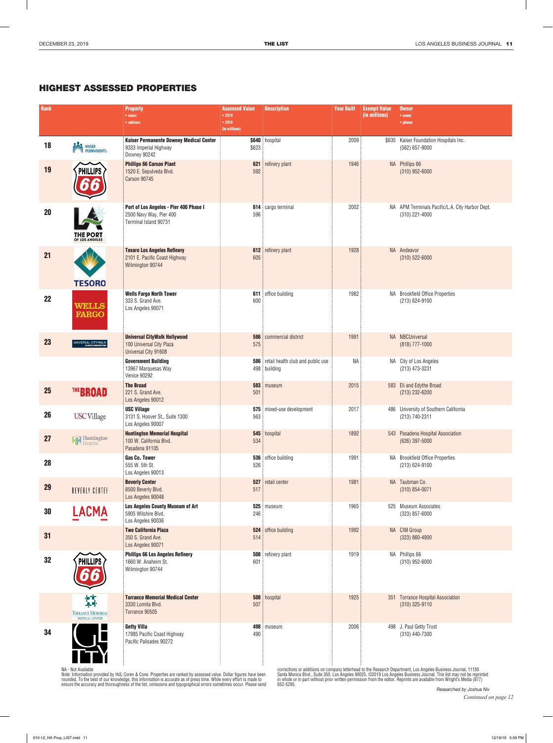## HIGHEST ASSESSED PROPERTIES

| Rank | Property • name • address | Assessed Value • 2019 • 2018 (in millions) | Description | Year Built | Exempt Value (in millions) | Owner • name • phone |
|---|---|---|---|---|---|---|
| 18 | **Kaiser Permanente Downey Medical Center** 9333 Imperial Highway Downey 90242 | **$640** $623 | hospital | 2009 | $635 | Kaiser Foundation Hospitals Inc. (562) 657-9000 |
| 19 | **Phillips 66 Carson Plant** 1520 E. Sepulveda Blvd. Carson 90745 | **621** 592 | refinery plant | 1946 | NA | Phillips 66 (310) 952-6000 |
| 20 | **Port of Los Angeles - Pier 400 Phase I** 2500 Navy Way, Pier 400 Terminal Island 90731 | **614** 596 | cargo terminal | 2002 | NA | APM Terminals Pacific/L.A. City Harbor Dept. (310) 221-4000 |
| 21 | **Tesoro Los Angeles Refinery** 2101 E. Pacific Coast Highway Wilmington 90744 | **612** 605 | refinery plant | 1928 | NA | Andeavor (310) 522-6000 |
| 22 | **Wells Fargo North Tower** 333 S. Grand Ave. Los Angeles 90071 | **611** 600 | office building | 1982 | NA | Brookfield Office Properties (213) 624-9100 |
| 23 | **Universal CityWalk Hollywood** 100 Universal City Plaza Universal City 91608 | **586** 575 | commercial district | 1991 | NA | NBCUniversal (818) 777-1000 |
| | **Government Building** 13967 Marquesas Way Venice 90292 | **586** 498 | retail health club and public use building | NA | NA | City of Los Angeles (213) 473-3231 |
| 25 | **The Broad** 221 S. Grand Ave. Los Angeles 90012 | **583** 501 | museum | 2015 | 583 | Eli and Edythe Broad (213) 232-6200 |
| 26 | **USC Village** 3131 S. Hoover St., Suite 1300 Los Angeles 90007 | **575** 563 | mixed-use development | 2017 | 486 | University of Southern California (213) 740-2311 |
| 27 | **Huntington Memorial Hospital** 100 W. California Blvd. Pasadena 91105 | **545** 534 | hospital | 1892 | 543 | Pasadena Hospital Association (626) 397-5000 |
| 28 | **Gas Co. Tower** 555 W. 5th St. Los Angeles 90013 | **536** 526 | office building | 1991 | NA | Brookfield Office Properties (213) 624-9100 |
| 29 | **Beverly Center** 8500 Beverly Blvd. Los Angeles 90048 | **527** 517 | retail center | 1981 | NA | Taubman Co. (310) 854-0071 |
| 30 | **Los Angeles County Museum of Art** 5905 Wilshire Blvd. Los Angeles 90036 | **525** 246 | museum | 1965 | 525 | Museum Associates (323) 857-6000 |
| 31 | **Two California Plaza** 350 S. Grand Ave. Los Angeles 90071 | **524** 514 | office building | 1992 | NA | CIM Group (323) 860-4900 |
| 32 | **Phillips 66 Los Angeles Refinery** 1660 W. Anaheim St. Wilmington 90744 | **508** 601 | refinery plant | 1919 | NA | Phillips 66 (310) 952-6000 |
| | **Torrance Memorial Medical Center** 3330 Lomita Blvd. Torrance 90505 | **508** 507 | hospital | 1925 | 351 | Torrance Hospital Association (310) 325-9110 |
| 34 | **Getty Villa** 17985 Pacific Coast Highway Pacific Palisades 90272 | **498** 490 | museum | 2006 | 498 | J. Paul Getty Trust (310) 440-7300 |

NA - Not Available
Note: Information provided by HdL Coren & Cone. Properties are ranked by assessed value. Dollar figures have been rounded. To the best of our knowledge, this information is accurate as of press time. While every effort is made to ensure the accuracy and thoroughness of the list, omissions and typographical errors sometimes occur. Please send corrections or additions on company letterhead to the Research Department, Los Angeles Business Journal, 11150 Santa Monica Blvd., Suite 350, Los Angeles 90025. ©2019 Los Angeles Business Journal. This list may not be reprinted in whole or in part without prior written permission from the editor. Reprints are available from Wright's Media (877) 652-5295.

*Researched by Joshua Niv*

*Continued on page 12*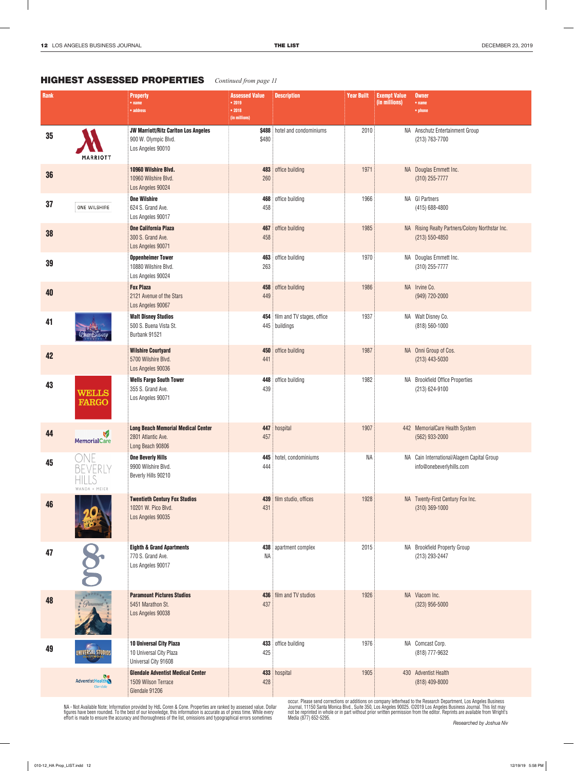## HIGHEST ASSESSED PROPERTIES *Continued from page 11*

| Rank | Property • name • address | Assessed Value • 2019 • 2018 (in millions) | Description | Year Built | Exempt Value (in millions) | Owner • name • phone |
|---|---|---|---|---|---|---|
| 35 | **JW Marriott/Ritz Carlton Los Angeles** 900 W. Olympic Blvd. Los Angeles 90010 | **$488** $480 | hotel and condominiums | 2010 | NA | Anschutz Entertainment Group (213) 763-7700 |
| 36 | **10960 Wilshire Blvd.** 10960 Wilshire Blvd. Los Angeles 90024 | **483** 260 | office building | 1971 | NA | Douglas Emmett Inc. (310) 255-7777 |
| 37 | **One Wilshire** 624 S. Grand Ave. Los Angeles 90017 | **468** 458 | office building | 1966 | NA | GI Partners (415) 688-4800 |
| 38 | **One California Plaza** 300 S. Grand Ave. Los Angeles 90071 | **467** 458 | office building | 1985 | NA | Rising Realty Partners/Colony Northstar Inc. (213) 550-4850 |
| 39 | **Oppenheimer Tower** 10880 Wilshire Blvd. Los Angeles 90024 | **463** 263 | office building | 1970 | NA | Douglas Emmett Inc. (310) 255-7777 |
| 40 | **Fox Plaza** 2121 Avenue of the Stars Los Angeles 90067 | **458** 449 | office building | 1986 | NA | Irvine Co. (949) 720-2000 |
| 41 | **Walt Disney Studios** 500 S. Buena Vista St. Burbank 91521 | **454** 445 | film and TV stages, office buildings | 1937 | NA | Walt Disney Co. (818) 560-1000 |
| 42 | **Wilshire Courtyard** 5700 Wilshire Blvd. Los Angeles 90036 | **450** 441 | office building | 1987 | NA | Onni Group of Cos. (213) 443-5030 |
| 43 | **Wells Fargo South Tower** 355 S. Grand Ave. Los Angeles 90071 | **448** 439 | office building | 1982 | NA | Brookfield Office Properties (213) 624-9100 |
| 44 | **Long Beach Memorial Medical Center** 2801 Atlantic Ave. Long Beach 90806 | **447** 457 | hospital | 1907 | 442 | MemorialCare Health System (562) 933-2000 |
| 45 | **One Beverly Hills** 9900 Wilshire Blvd. Beverly Hills 90210 | **445** 444 | hotel, condominiums | NA | NA | Cain International/Alagem Capital Group info@onebeverlyhills.com |
| 46 | **Twentieth Century Fox Studios** 10201 W. Pico Blvd. Los Angeles 90035 | **439** 431 | film studio, offices | 1928 | NA | Twenty-First Century Fox Inc. (310) 369-1000 |
| 47 | **Eighth & Grand Apartments** 770 S. Grand Ave. Los Angeles 90017 | **438** NA | apartment complex | 2015 | NA | Brookfield Property Group (213) 293-2447 |
| 48 | **Paramount Pictures Studios** 5451 Marathon St. Los Angeles 90038 | **436** 437 | film and TV studios | 1926 | NA | Viacom Inc. (323) 956-5000 |
| 49 | **10 Universal City Plaza** 10 Universal City Plaza Universal City 91608 | **433** 425 | office building | 1976 | NA | Comcast Corp. (818) 777-9632 |
| | **Glendale Adventist Medical Center** 1509 Wilson Terrace Glendale 91206 | **433** 428 | hospital | 1905 | 430 | Adventist Health (818) 409-8000 |

NA - Not Available Note: Information provided by HdL Coren & Cone. Properties are ranked by assessed value. Dollar figures have been rounded. To the best of our knowledge, this information is accurate as of press time. While every effort is made to ensure the accuracy and thoroughness of the list, omissions and typographical errors sometimes occur. Please send corrections or additions on company letterhead to the Research Department, Los Angeles Business Journal, 11150 Santa Monica Blvd., Suite 350, Los Angeles 90025. ©2019 Los Angeles Business Journal. This list may not be reprinted in whole or in part without prior written permission from the editor. Reprints are available from Wright's Media (877) 652-5295.

*Researched by Joshua Niv*